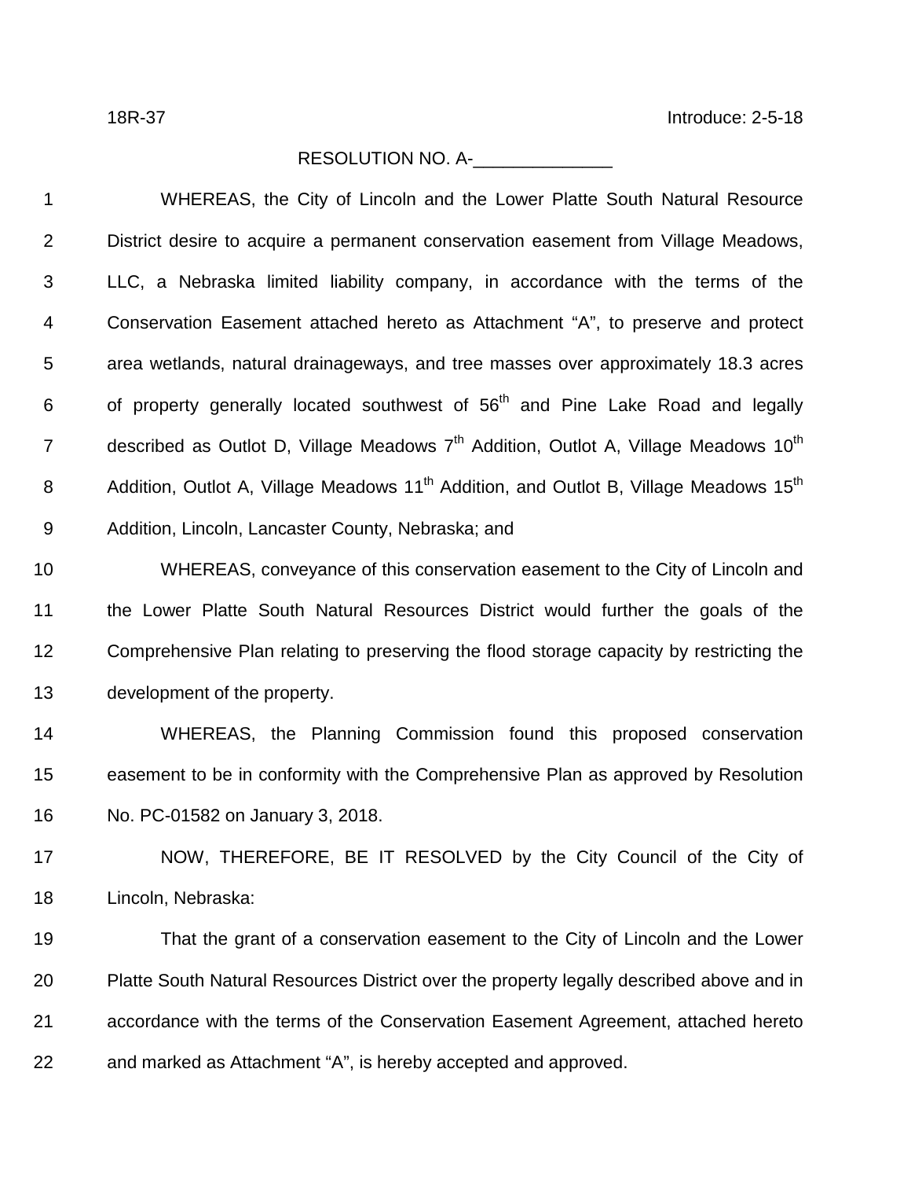18R-37 Introduce: 2-5-18

RESOLUTION NO. A-______________

WHEREAS, the City of Lincoln and the Lower Platte South Natural Resource District desire to acquire a permanent conservation easement from Village Meadows, LLC, a Nebraska limited liability company, in accordance with the terms of the Conservation Easement attached hereto as Attachment "A", to preserve and protect area wetlands, natural drainageways, and tree masses over approximately 18.3 acres of property generally located southwest of 56th and Pine Lake Road and legally described as Outlot D, Village Meadows 7th Addition, Outlot A, Village Meadows 10th Addition, Outlot A, Village Meadows 11th Addition, and Outlot B, Village Meadows 15th Addition, Lincoln, Lancaster County, Nebraska; and

WHEREAS, conveyance of this conservation easement to the City of Lincoln and the Lower Platte South Natural Resources District would further the goals of the Comprehensive Plan relating to preserving the flood storage capacity by restricting the development of the property.

WHEREAS, the Planning Commission found this proposed conservation easement to be in conformity with the Comprehensive Plan as approved by Resolution No. PC-01582 on January 3, 2018.

NOW, THEREFORE, BE IT RESOLVED by the City Council of the City of Lincoln, Nebraska:

That the grant of a conservation easement to the City of Lincoln and the Lower Platte South Natural Resources District over the property legally described above and in accordance with the terms of the Conservation Easement Agreement, attached hereto and marked as Attachment "A", is hereby accepted and approved.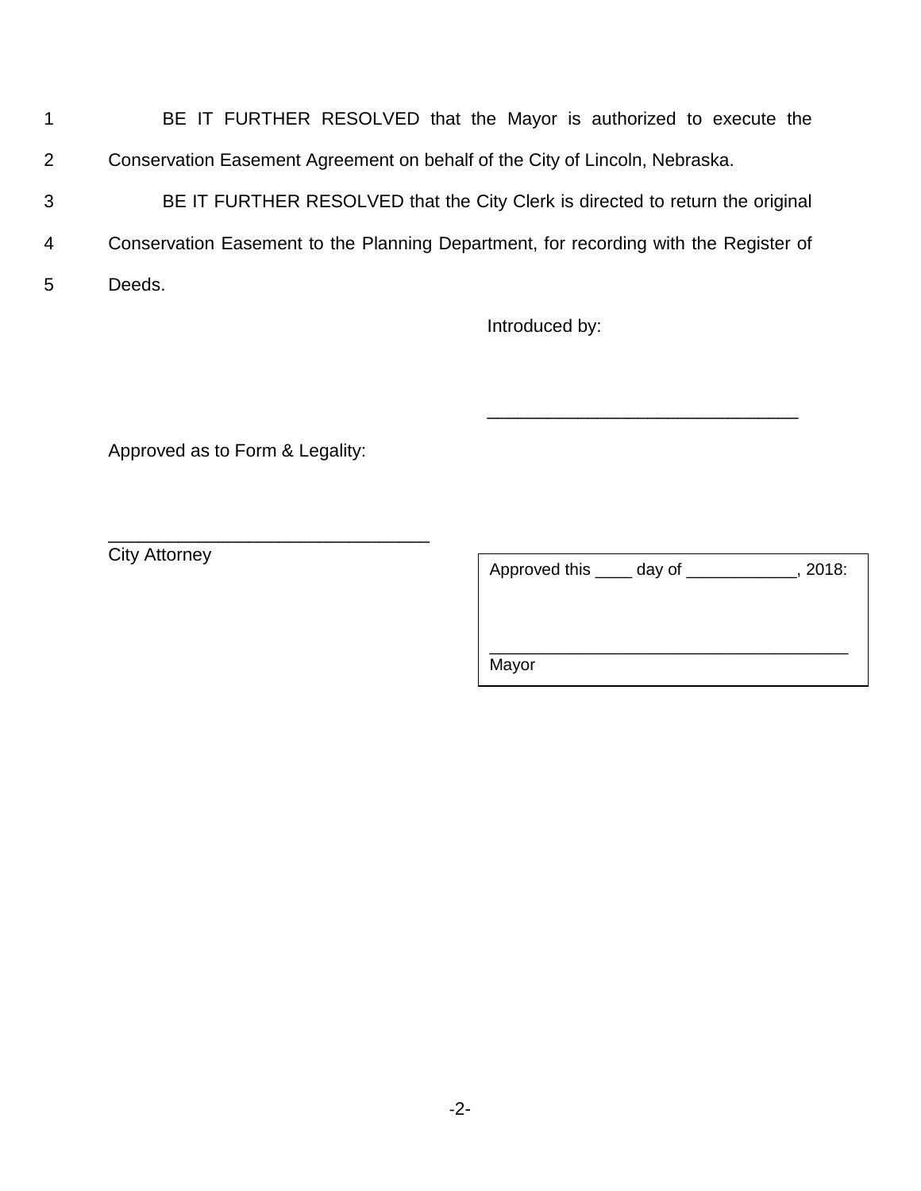1 BE IT FURTHER RESOLVED that the Mayor is authorized to execute the
2 Conservation Easement Agreement on behalf of the City of Lincoln, Nebraska.
3 BE IT FURTHER RESOLVED that the City Clerk is directed to return the original
4 Conservation Easement to the Planning Department, for recording with the Register of
5 Deeds.

Introduced by:

_______________________________

Approved as to Form & Legality:

________________________________
City Attorney

Approved this ____ day of ____________, 2018:

_____________________________________
Mayor